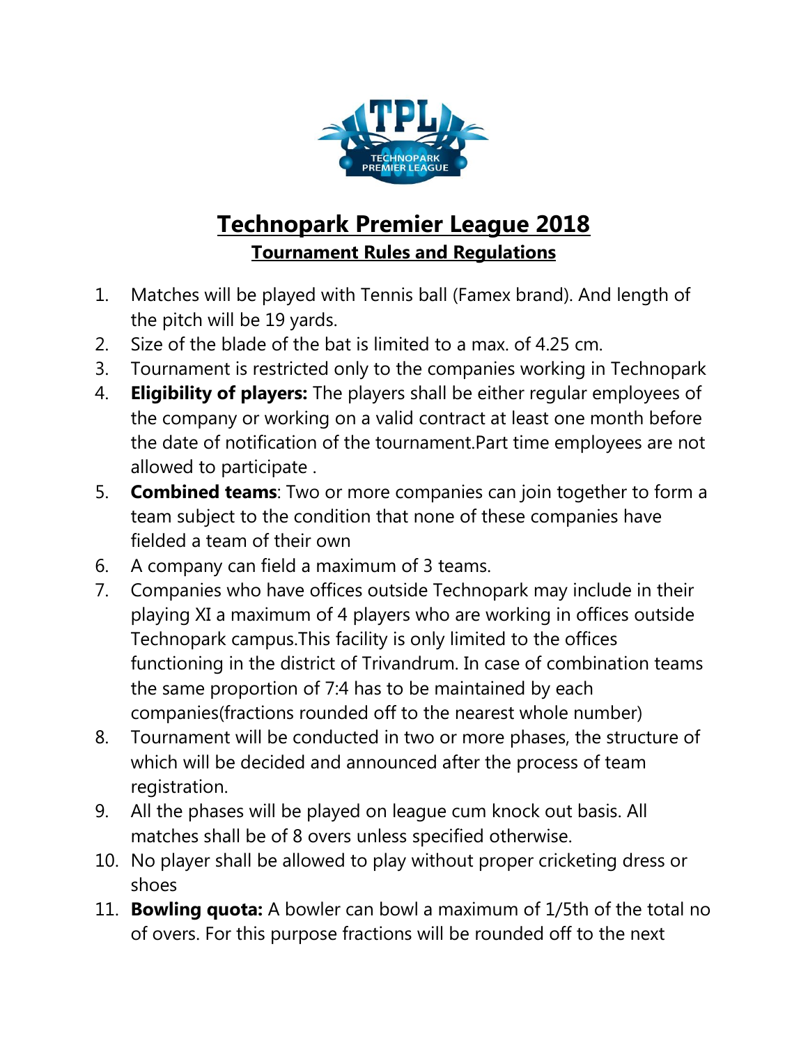# Technopark Premier League 2018

## Tournament Rules and Regulations

1. Matches will be played with Tennis ball (Famex brand). And length of the pitch will be 19 yards.
2. Size of the blade of the bat is limited to a max. of 4.25 cm.
3. Tournament is restricted only to the companies working in Technopark
4. **Eligibility of players:** The players shall be either regular employees of the company or working on a valid contract at least one month before the date of notification of the tournament.Part time employees are not allowed to participate .
5. **Combined teams**: Two or more companies can join together to form a team subject to the condition that none of these companies have fielded a team of their own
6. A company can field a maximum of 3 teams.
7. Companies who have offices outside Technopark may include in their playing XI a maximum of 4 players who are working in offices outside Technopark campus.This facility is only limited to the offices functioning in the district of Trivandrum. In case of combination teams the same proportion of 7:4 has to be maintained by each companies(fractions rounded off to the nearest whole number)
8. Tournament will be conducted in two or more phases, the structure of which will be decided and announced after the process of team registration.
9. All the phases will be played on league cum knock out basis. All matches shall be of 8 overs unless specified otherwise.
10. No player shall be allowed to play without proper cricketing dress or shoes
11. **Bowling quota:** A bowler can bowl a maximum of 1/5th of the total no of overs. For this purpose fractions will be rounded off to the next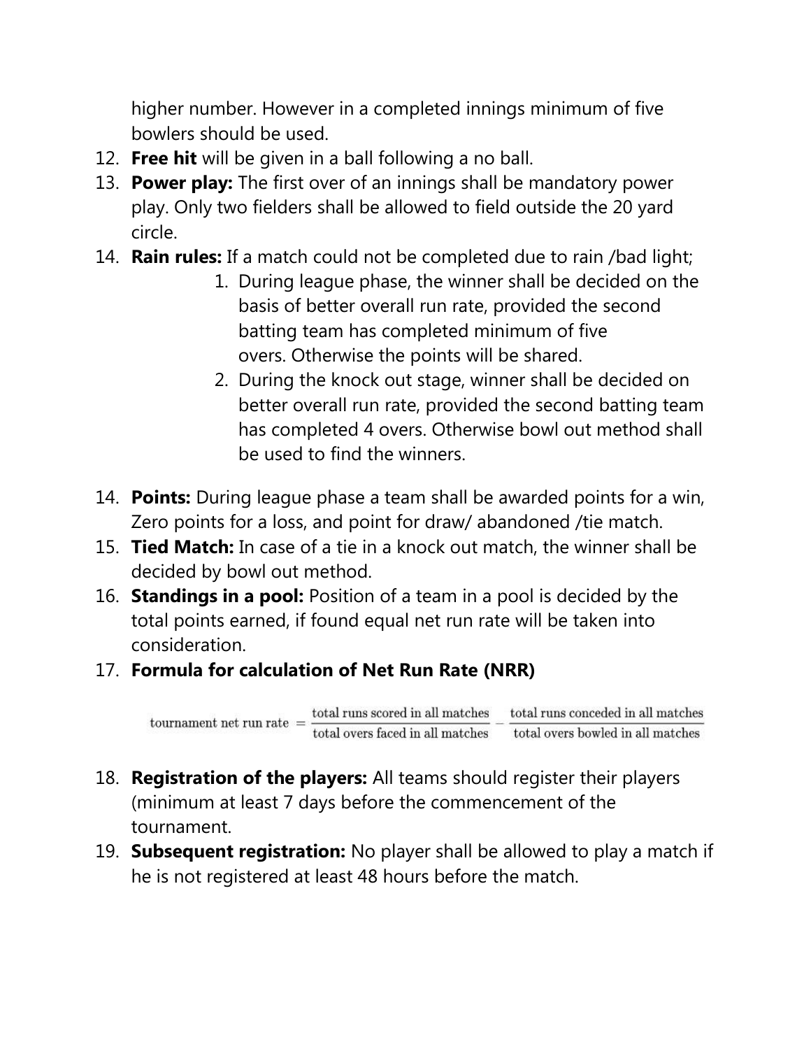higher number. However in a completed innings minimum of five bowlers should be used.

12. **Free hit** will be given in a ball following a no ball.
13. **Power play:** The first over of an innings shall be mandatory power play. Only two fielders shall be allowed to field outside the 20 yard circle.
14. **Rain rules:** If a match could not be completed due to rain /bad light;
    1. During league phase, the winner shall be decided on the basis of better overall run rate, provided the second batting team has completed minimum of five overs. Otherwise the points will be shared.
    2. During the knock out stage, winner shall be decided on better overall run rate, provided the second batting team has completed 4 overs. Otherwise bowl out method shall be used to find the winners.

14. **Points:** During league phase a team shall be awarded points for a win, Zero points for a loss, and point for draw/ abandoned /tie match.
15. **Tied Match:** In case of a tie in a knock out match, the winner shall be decided by bowl out method.
16. **Standings in a pool:** Position of a team in a pool is decided by the total points earned, if found equal net run rate will be taken into consideration.
17. **Formula for calculation of Net Run Rate (NRR)**

$$\text{tournament net run rate} = \frac{\text{total runs scored in all matches}}{\text{total overs faced in all matches}} - \frac{\text{total runs conceded in all matches}}{\text{total overs bowled in all matches}}$$

18. **Registration of the players:** All teams should register their players (minimum at least 7 days before the commencement of the tournament.
19. **Subsequent registration:** No player shall be allowed to play a match if he is not registered at least 48 hours before the match.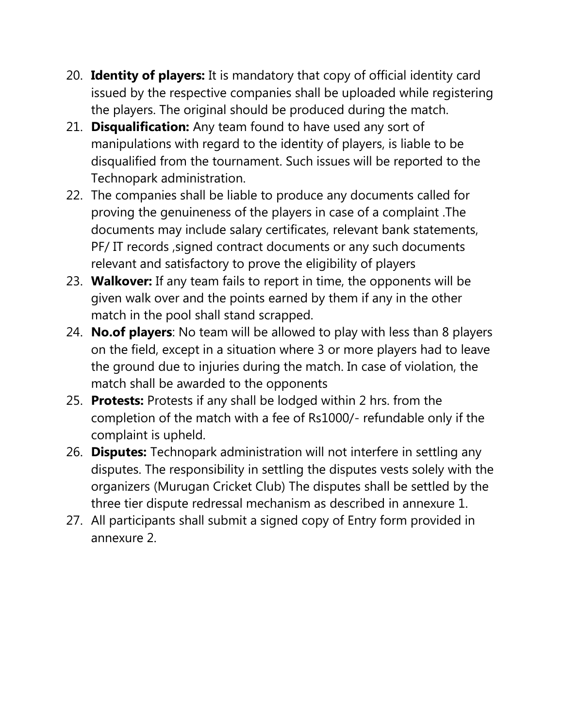20. **Identity of players:** It is mandatory that copy of official identity card issued by the respective companies shall be uploaded while registering the players. The original should be produced during the match.
21. **Disqualification:** Any team found to have used any sort of manipulations with regard to the identity of players, is liable to be disqualified from the tournament. Such issues will be reported to the Technopark administration.
22. The companies shall be liable to produce any documents called for proving the genuineness of the players in case of a complaint .The documents may include salary certificates, relevant bank statements, PF/ IT records ,signed contract documents or any such documents relevant and satisfactory to prove the eligibility of players
23. **Walkover:** If any team fails to report in time, the opponents will be given walk over and the points earned by them if any in the other match in the pool shall stand scrapped.
24. **No.of players**: No team will be allowed to play with less than 8 players on the field, except in a situation where 3 or more players had to leave the ground due to injuries during the match. In case of violation, the match shall be awarded to the opponents
25. **Protests:** Protests if any shall be lodged within 2 hrs. from the completion of the match with a fee of Rs1000/- refundable only if the complaint is upheld.
26. **Disputes:** Technopark administration will not interfere in settling any disputes. The responsibility in settling the disputes vests solely with the organizers (Murugan Cricket Club) The disputes shall be settled by the three tier dispute redressal mechanism as described in annexure 1.
27. All participants shall submit a signed copy of Entry form provided in annexure 2.